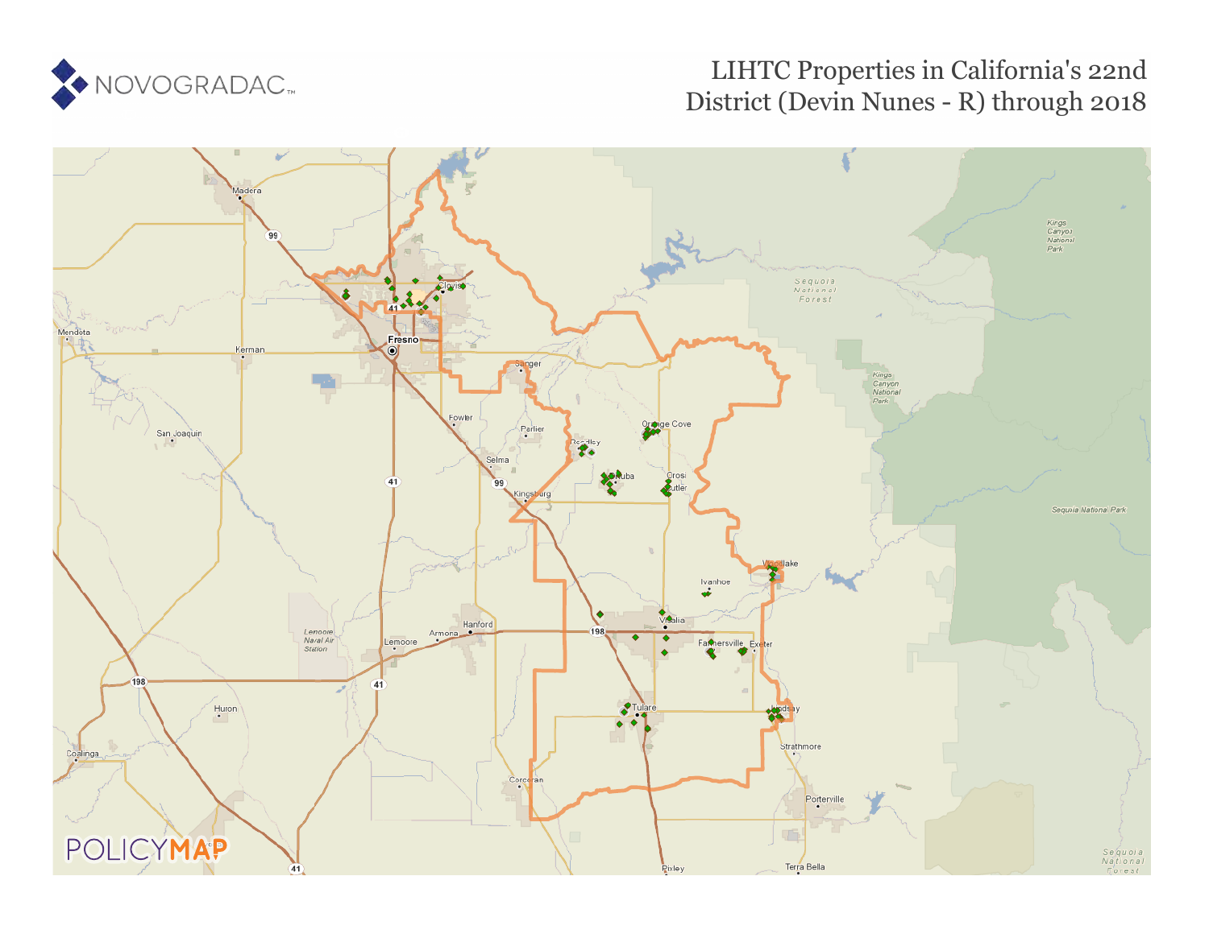# LIHTC Properties in California's 22nd District (Devin Nunes - R) through 2018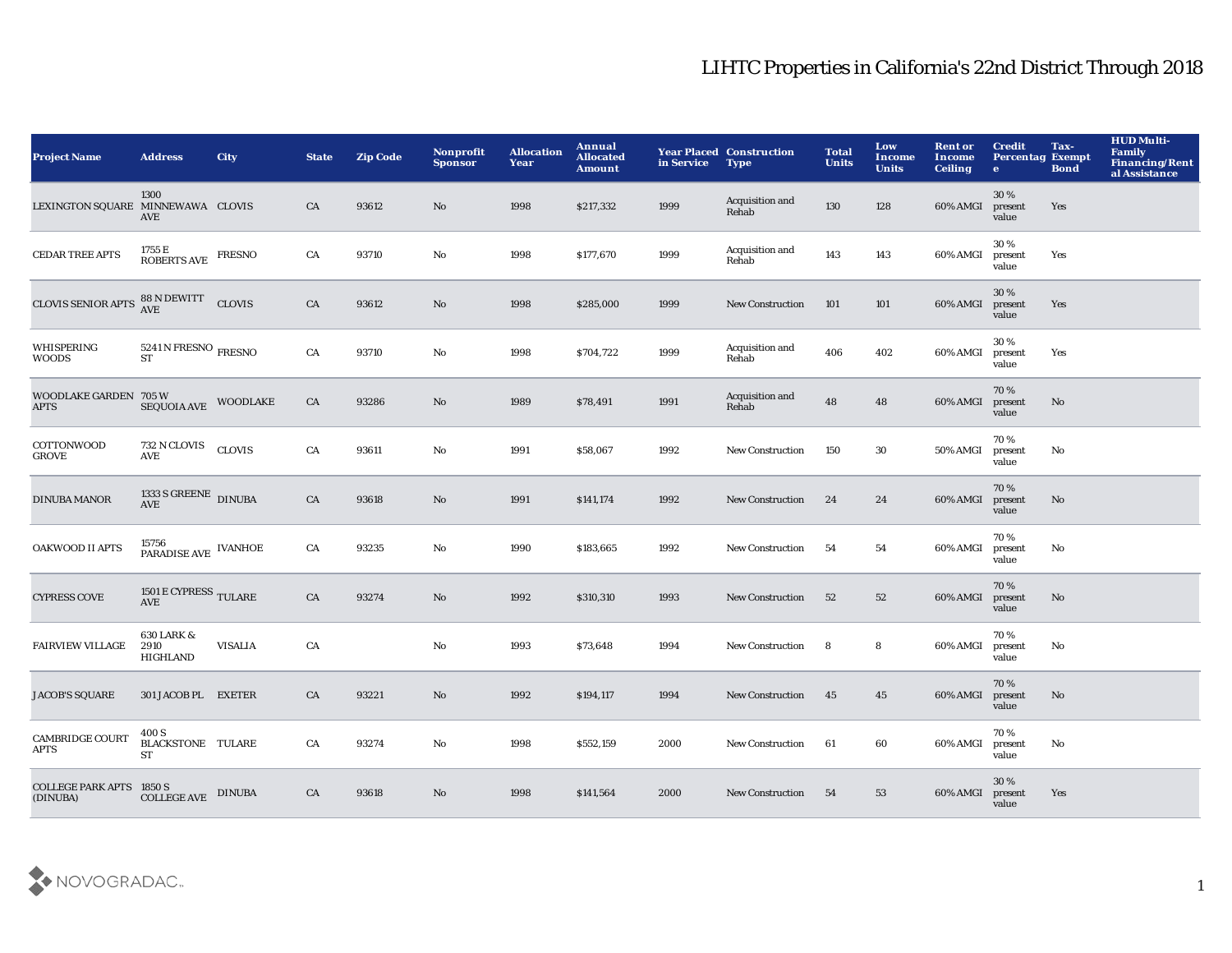# LIHTC Properties in California's 22nd District Through 2018

| Project Name | Address | City | State | Zip Code | Nonprofit Sponsor | Allocation Year | Annual Allocated Amount | Year Placed in Service | Construction Type | Total Units | Low Income Units | Rent or Income Ceiling | Credit Percentage | Tax-Exempt Bond | HUD Multi-Family Financing/Rental Assistance |
|---|---|---|---|---|---|---|---|---|---|---|---|---|---|---|---|
| LEXINGTON SQUARE | 1300 MINNEWAWA AVE | CLOVIS | CA | 93612 | No | 1998 | $217,332 | 1999 | Acquisition and Rehab | 130 | 128 | 60% AMGI | 30 % present value | Yes | |
| CEDAR TREE APTS | 1755 E ROBERTS AVE | FRESNO | CA | 93710 | No | 1998 | $177,670 | 1999 | Acquisition and Rehab | 143 | 143 | 60% AMGI | 30 % present value | Yes | |
| CLOVIS SENIOR APTS | 88 N DEWITT AVE | CLOVIS | CA | 93612 | No | 1998 | $285,000 | 1999 | New Construction | 101 | 101 | 60% AMGI | 30 % present value | Yes | |
| WHISPERING WOODS | 5241 N FRESNO ST | FRESNO | CA | 93710 | No | 1998 | $704,722 | 1999 | Acquisition and Rehab | 406 | 402 | 60% AMGI | 30 % present value | Yes | |
| WOODLAKE GARDEN APTS | 705 W SEQUOIA AVE | WOODLAKE | CA | 93286 | No | 1989 | $78,491 | 1991 | Acquisition and Rehab | 48 | 48 | 60% AMGI | 70 % present value | No | |
| COTTONWOOD GROVE | 732 N CLOVIS AVE | CLOVIS | CA | 93611 | No | 1991 | $58,067 | 1992 | New Construction | 150 | 30 | 50% AMGI | 70 % present value | No | |
| DINUBA MANOR | 1333 S GREENE AVE | DINUBA | CA | 93618 | No | 1991 | $141,174 | 1992 | New Construction | 24 | 24 | 60% AMGI | 70 % present value | No | |
| OAKWOOD II APTS | 15756 PARADISE AVE | IVANHOE | CA | 93235 | No | 1990 | $183,665 | 1992 | New Construction | 54 | 54 | 60% AMGI | 70 % present value | No | |
| CYPRESS COVE | 1501 E CYPRESS AVE | TULARE | CA | 93274 | No | 1992 | $310,310 | 1993 | New Construction | 52 | 52 | 60% AMGI | 70 % present value | No | |
| FAIRVIEW VILLAGE | 630 LARK & 2910 HIGHLAND | VISALIA | CA | | No | 1993 | $73,648 | 1994 | New Construction | 8 | 8 | 60% AMGI | 70 % present value | No | |
| JACOB'S SQUARE | 301 JACOB PL | EXETER | CA | 93221 | No | 1992 | $194,117 | 1994 | New Construction | 45 | 45 | 60% AMGI | 70 % present value | No | |
| CAMBRIDGE COURT APTS | 400 S BLACKSTONE ST | TULARE | CA | 93274 | No | 1998 | $552,159 | 2000 | New Construction | 61 | 60 | 60% AMGI | 70 % present value | No | |
| COLLEGE PARK APTS (DINUBA) | 1850 S COLLEGE AVE | DINUBA | CA | 93618 | No | 1998 | $141,564 | 2000 | New Construction | 54 | 53 | 60% AMGI | 30 % present value | Yes | |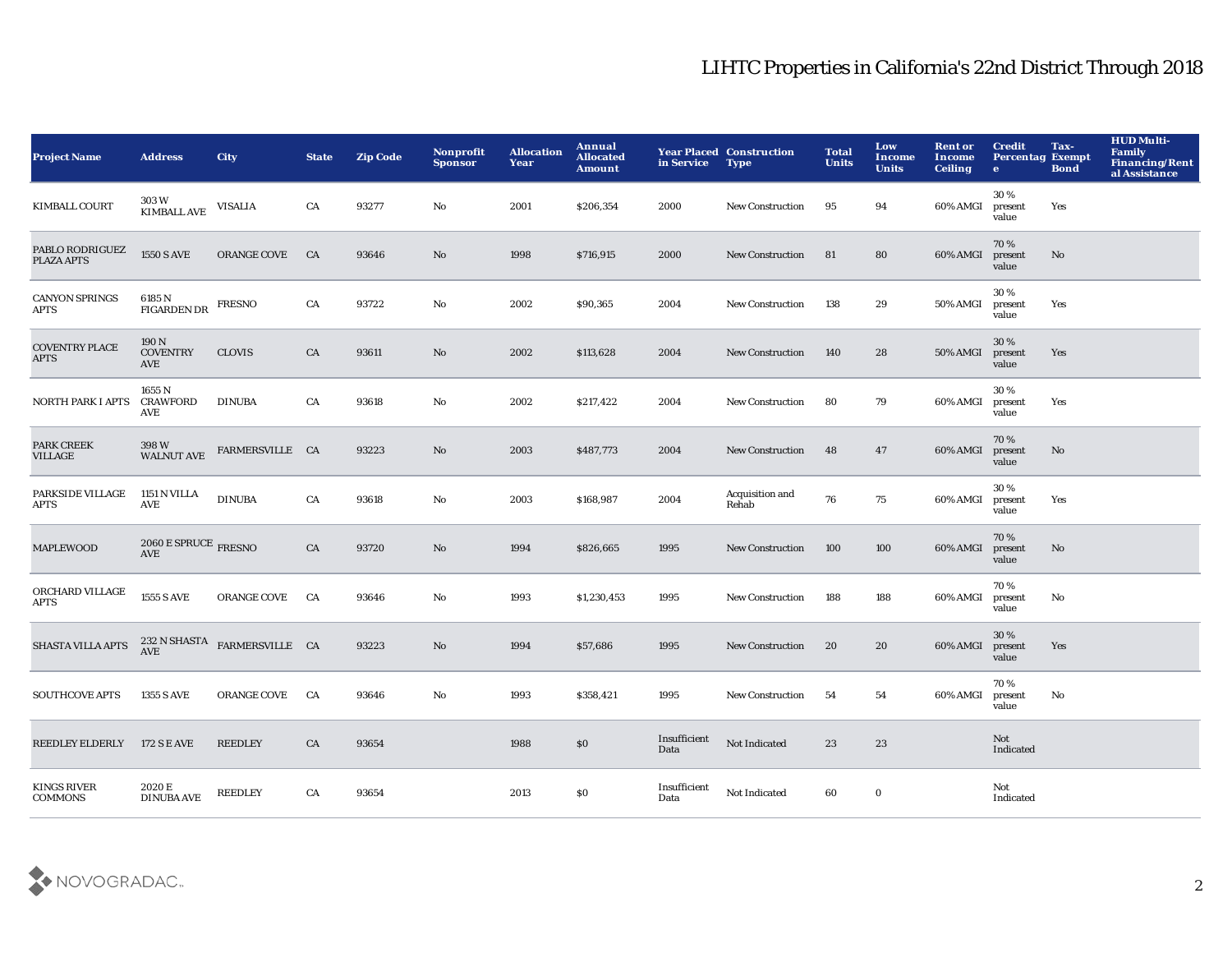# LIHTC Properties in California's 22nd District Through 2018

| Project Name | Address | City | State | Zip Code | Nonprofit Sponsor | Allocation Year | Annual Allocated Amount | Year Placed in Service | Construction Type | Total Units | Low Income Units | Rent or Income Ceiling | Credit Percentage | Tax-Exempt Bond | HUD Multi-Family Financing/Rental Assistance |
|---|---|---|---|---|---|---|---|---|---|---|---|---|---|---|---|
| KIMBALL COURT | 303 W KIMBALL AVE | VISALIA | CA | 93277 | No | 2001 | $206,354 | 2000 | New Construction | 95 | 94 | 60% AMGI | 30 % present value | Yes | |
| PABLO RODRIGUEZ PLAZA APTS | 1550 S AVE | ORANGE COVE | CA | 93646 | No | 1998 | $716,915 | 2000 | New Construction | 81 | 80 | 60% AMGI | 70 % present value | No | |
| CANYON SPRINGS APTS | 6185 N FIGARDEN DR | FRESNO | CA | 93722 | No | 2002 | $90,365 | 2004 | New Construction | 138 | 29 | 50% AMGI | 30 % present value | Yes | |
| COVENTRY PLACE APTS | 190 N COVENTRY AVE | CLOVIS | CA | 93611 | No | 2002 | $113,628 | 2004 | New Construction | 140 | 28 | 50% AMGI | 30 % present value | Yes | |
| NORTH PARK I APTS | 1655 N CRAWFORD AVE | DINUBA | CA | 93618 | No | 2002 | $217,422 | 2004 | New Construction | 80 | 79 | 60% AMGI | 30 % present value | Yes | |
| PARK CREEK VILLAGE | 398 W WALNUT AVE | FARMERSVILLE | CA | 93223 | No | 2003 | $487,773 | 2004 | New Construction | 48 | 47 | 60% AMGI | 70 % present value | No | |
| PARKSIDE VILLAGE APTS | 1151 N VILLA AVE | DINUBA | CA | 93618 | No | 2003 | $168,987 | 2004 | Acquisition and Rehab | 76 | 75 | 60% AMGI | 30 % present value | Yes | |
| MAPLEWOOD | 2060 E SPRUCE AVE | FRESNO | CA | 93720 | No | 1994 | $826,665 | 1995 | New Construction | 100 | 100 | 60% AMGI | 70 % present value | No | |
| ORCHARD VILLAGE APTS | 1555 S AVE | ORANGE COVE | CA | 93646 | No | 1993 | $1,230,453 | 1995 | New Construction | 188 | 188 | 60% AMGI | 70 % present value | No | |
| SHASTA VILLA APTS | 232 N SHASTA AVE | FARMERSVILLE | CA | 93223 | No | 1994 | $57,686 | 1995 | New Construction | 20 | 20 | 60% AMGI | 30 % present value | Yes | |
| SOUTHCOVE APTS | 1355 S AVE | ORANGE COVE | CA | 93646 | No | 1993 | $358,421 | 1995 | New Construction | 54 | 54 | 60% AMGI | 70 % present value | No | |
| REEDLEY ELDERLY | 172 S E AVE | REEDLEY | CA | 93654 | | 1988 | $0 | Insufficient Data | Not Indicated | 23 | 23 | | Not Indicated | | |
| KINGS RIVER COMMONS | 2020 E DINUBA AVE | REEDLEY | CA | 93654 | | 2013 | $0 | Insufficient Data | Not Indicated | 60 | 0 | | Not Indicated | | |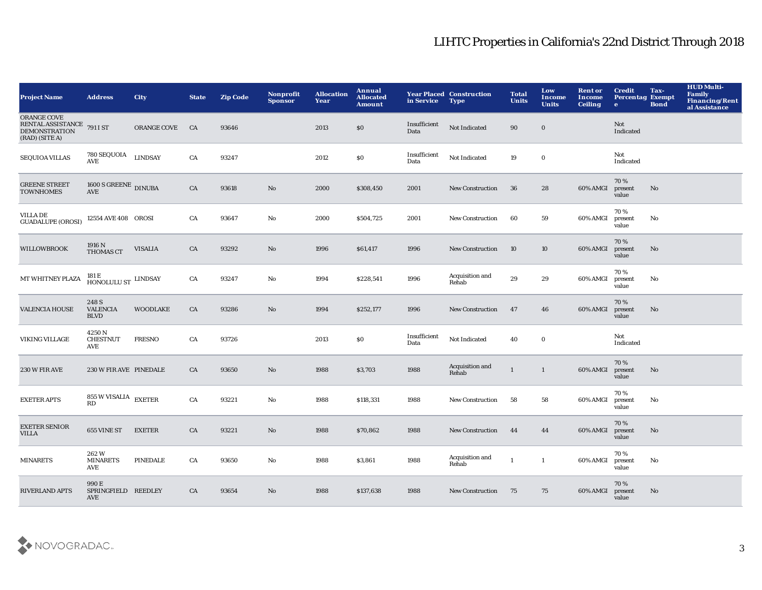# LIHTC Properties in California's 22nd District Through 2018

| Project Name | Address | City | State | Zip Code | Nonprofit Sponsor | Allocation Year | Annual Allocated Amount | Year Placed in Service | Construction Type | Total Units | Low Income Units | Rent or Income Ceiling | Credit Percentage | Tax-Exempt Bond | HUD Multi-Family Financing/Rental Assistance |
|---|---|---|---|---|---|---|---|---|---|---|---|---|---|---|---|
| ORANGE COVE RENTAL ASSISTANCE DEMONSTRATION (RAD) (SITE A) | 791 I ST | ORANGE COVE | CA | 93646 | | 2013 | $0 | Insufficient Data | Not Indicated | 90 | 0 | | Not Indicated | | |
| SEQUIOA VILLAS | 780 SEQUOIA AVE | LINDSAY | CA | 93247 | | 2012 | $0 | Insufficient Data | Not Indicated | 19 | 0 | | Not Indicated | | |
| GREENE STREET TOWNHOMES | 1600 S GREENE AVE | DINUBA | CA | 93618 | No | 2000 | $308,450 | 2001 | New Construction | 36 | 28 | 60% AMGI | 70 % present value | No | |
| VILLA DE GUADALUPE (OROSI) | 12554 AVE 408 | OROSI | CA | 93647 | No | 2000 | $504,725 | 2001 | New Construction | 60 | 59 | 60% AMGI | 70 % present value | No | |
| WILLOWBROOK | 1916 N THOMAS CT | VISALIA | CA | 93292 | No | 1996 | $61,417 | 1996 | New Construction | 10 | 10 | 60% AMGI | 70 % present value | No | |
| MT WHITNEY PLAZA | 181 E HONOLULU ST | LINDSAY | CA | 93247 | No | 1994 | $228,541 | 1996 | Acquisition and Rehab | 29 | 29 | 60% AMGI | 70 % present value | No | |
| VALENCIA HOUSE | 248 S VALENCIA BLVD | WOODLAKE | CA | 93286 | No | 1994 | $252,177 | 1996 | New Construction | 47 | 46 | 60% AMGI | 70 % present value | No | |
| VIKING VILLAGE | 4250 N CHESTNUT AVE | FRESNO | CA | 93726 | | 2013 | $0 | Insufficient Data | Not Indicated | 40 | 0 | | Not Indicated | | |
| 230 W FIR AVE | 230 W FIR AVE | PINEDALE | CA | 93650 | No | 1988 | $3,703 | 1988 | Acquisition and Rehab | 1 | 1 | 60% AMGI | 70 % present value | No | |
| EXETER APTS | 855 W VISALIA RD | EXETER | CA | 93221 | No | 1988 | $118,331 | 1988 | New Construction | 58 | 58 | 60% AMGI | 70 % present value | No | |
| EXETER SENIOR VILLA | 655 VINE ST | EXETER | CA | 93221 | No | 1988 | $70,862 | 1988 | New Construction | 44 | 44 | 60% AMGI | 70 % present value | No | |
| MINARETS | 262 W MINARETS AVE | PINEDALE | CA | 93650 | No | 1988 | $3,861 | 1988 | Acquisition and Rehab | 1 | 1 | 60% AMGI | 70 % present value | No | |
| RIVERLAND APTS | 990 E SPRINGFIELD AVE | REEDLEY | CA | 93654 | No | 1988 | $137,638 | 1988 | New Construction | 75 | 75 | 60% AMGI | 70 % present value | No | |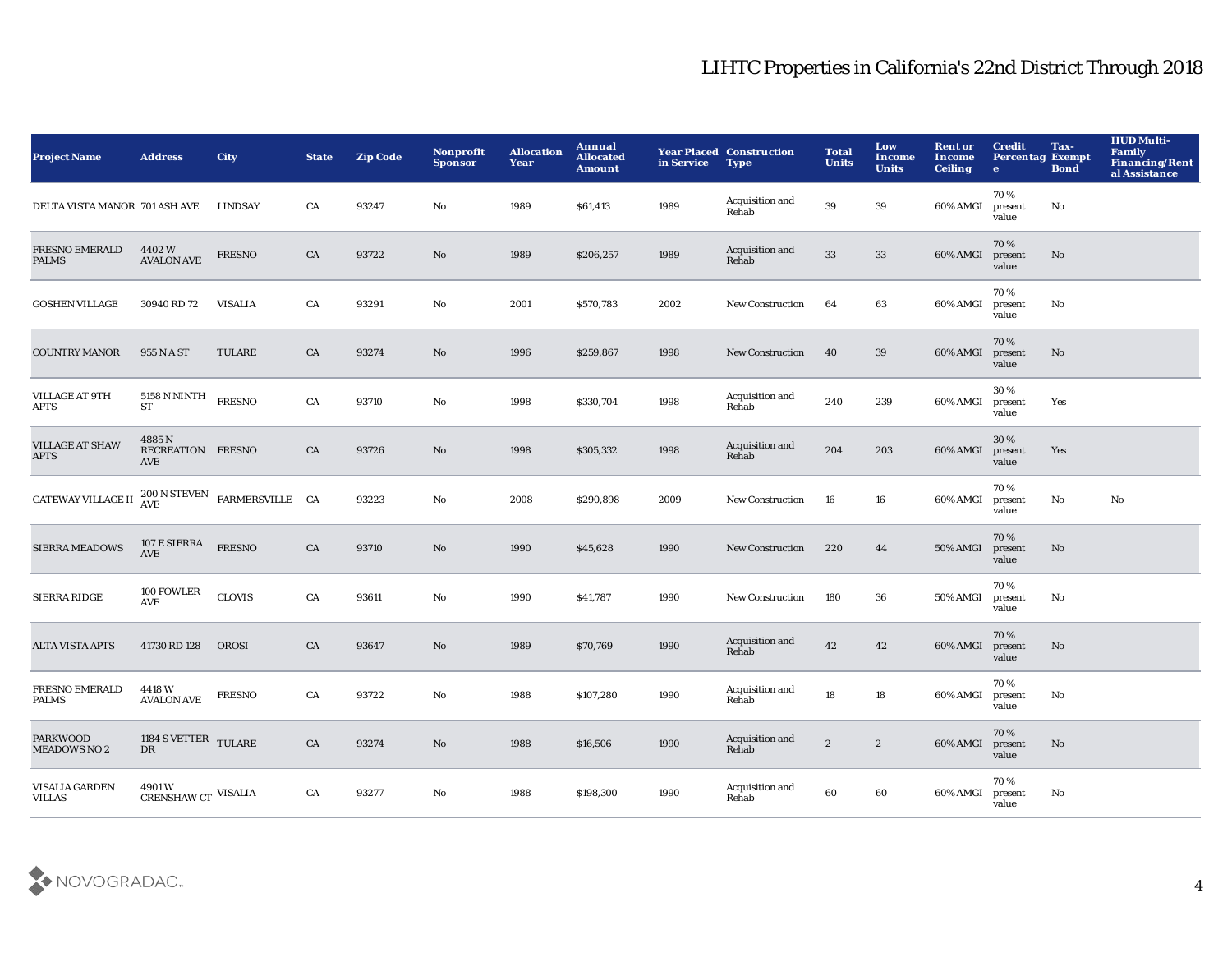# LIHTC Properties in California's 22nd District Through 2018

| Project Name | Address | City | State | Zip Code | Nonprofit Sponsor | Allocation Year | Annual Allocated Amount | Year Placed in Service | Construction Type | Total Units | Low Income Units | Rent or Income Ceiling | Credit Percentage | Tax-Exempt Bond | HUD Multi-Family Financing/Rental Assistance |
|---|---|---|---|---|---|---|---|---|---|---|---|---|---|---|---|
| DELTA VISTA MANOR | 701 ASH AVE | LINDSAY | CA | 93247 | No | 1989 | $61,413 | 1989 | Acquisition and Rehab | 39 | 39 | 60% AMGI | 70 % present value | No | |
| FRESNO EMERALD PALMS | 4402 W AVALON AVE | FRESNO | CA | 93722 | No | 1989 | $206,257 | 1989 | Acquisition and Rehab | 33 | 33 | 60% AMGI | 70 % present value | No | |
| GOSHEN VILLAGE | 30940 RD 72 | VISALIA | CA | 93291 | No | 2001 | $570,783 | 2002 | New Construction | 64 | 63 | 60% AMGI | 70 % present value | No | |
| COUNTRY MANOR | 955 N A ST | TULARE | CA | 93274 | No | 1996 | $259,867 | 1998 | New Construction | 40 | 39 | 60% AMGI | 70 % present value | No | |
| VILLAGE AT 9TH APTS | 5158 N NINTH ST | FRESNO | CA | 93710 | No | 1998 | $330,704 | 1998 | Acquisition and Rehab | 240 | 239 | 60% AMGI | 30 % present value | Yes | |
| VILLAGE AT SHAW APTS | 4885 N RECREATION AVE | FRESNO | CA | 93726 | No | 1998 | $305,332 | 1998 | Acquisition and Rehab | 204 | 203 | 60% AMGI | 30 % present value | Yes | |
| GATEWAY VILLAGE II | 200 N STEVEN AVE | FARMERSVILLE | CA | 93223 | No | 2008 | $290,898 | 2009 | New Construction | 16 | 16 | 60% AMGI | 70 % present value | No | No |
| SIERRA MEADOWS | 107 E SIERRA AVE | FRESNO | CA | 93710 | No | 1990 | $45,628 | 1990 | New Construction | 220 | 44 | 50% AMGI | 70 % present value | No | |
| SIERRA RIDGE | 100 FOWLER AVE | CLOVIS | CA | 93611 | No | 1990 | $41,787 | 1990 | New Construction | 180 | 36 | 50% AMGI | 70 % present value | No | |
| ALTA VISTA APTS | 41730 RD 128 | OROSI | CA | 93647 | No | 1989 | $70,769 | 1990 | Acquisition and Rehab | 42 | 42 | 60% AMGI | 70 % present value | No | |
| FRESNO EMERALD PALMS | 4418 W AVALON AVE | FRESNO | CA | 93722 | No | 1988 | $107,280 | 1990 | Acquisition and Rehab | 18 | 18 | 60% AMGI | 70 % present value | No | |
| PARKWOOD MEADOWS NO 2 | 1184 S VETTER DR | TULARE | CA | 93274 | No | 1988 | $16,506 | 1990 | Acquisition and Rehab | 2 | 2 | 60% AMGI | 70 % present value | No | |
| VISALIA GARDEN VILLAS | 4901 W CRENSHAW CT | VISALIA | CA | 93277 | No | 1988 | $198,300 | 1990 | Acquisition and Rehab | 60 | 60 | 60% AMGI | 70 % present value | No | |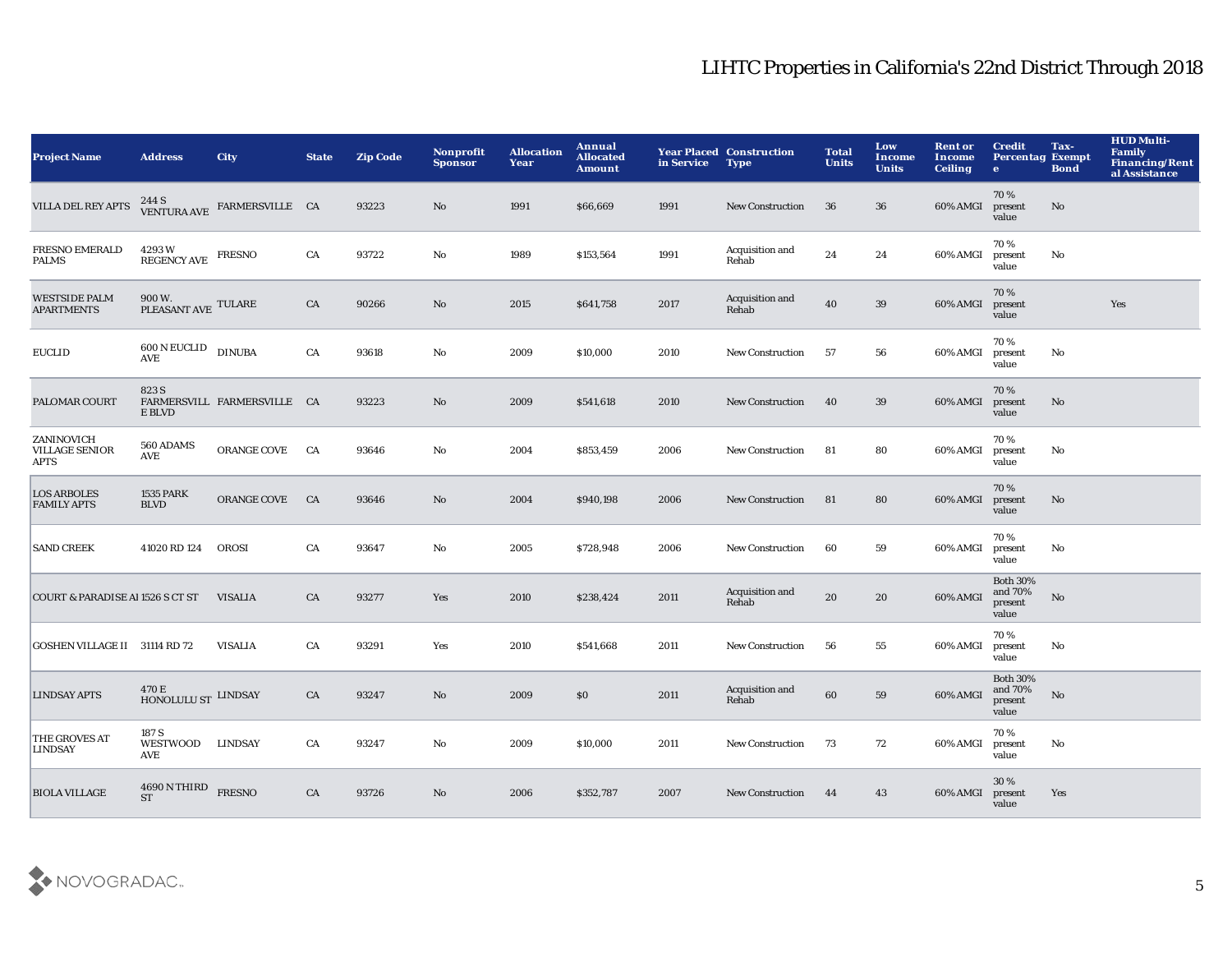# LIHTC Properties in California's 22nd District Through 2018

| Project Name | Address | City | State | Zip Code | Nonprofit Sponsor | Allocation Year | Annual Allocated Amount | Year Placed in Service | Construction Type | Total Units | Low Income Units | Rent or Income Ceiling | Credit Percentage | Tax-Exempt Bond | HUD Multi-Family Financing/Rental Assistance |
|---|---|---|---|---|---|---|---|---|---|---|---|---|---|---|---|
| VILLA DEL REY APTS | 244 S VENTURA AVE | FARMERSVILLE | CA | 93223 | No | 1991 | $66,669 | 1991 | New Construction | 36 | 36 | 60% AMGI | 70 % present value | No | |
| FRESNO EMERALD PALMS | 4293 W REGENCY AVE | FRESNO | CA | 93722 | No | 1989 | $153,564 | 1991 | Acquisition and Rehab | 24 | 24 | 60% AMGI | 70 % present value | No | |
| WESTSIDE PALM APARTMENTS | 900 W. PLEASANT AVE | TULARE | CA | 90266 | No | 2015 | $641,758 | 2017 | Acquisition and Rehab | 40 | 39 | 60% AMGI | 70 % present value | | Yes |
| EUCLID | 600 N EUCLID AVE | DINUBA | CA | 93618 | No | 2009 | $10,000 | 2010 | New Construction | 57 | 56 | 60% AMGI | 70 % present value | No | |
| PALOMAR COURT | 823 S FARMERSVILLE BLVD | FARMERSVILLE | CA | 93223 | No | 2009 | $541,618 | 2010 | New Construction | 40 | 39 | 60% AMGI | 70 % present value | No | |
| ZANINOVICH VILLAGE SENIOR APTS | 560 ADAMS AVE | ORANGE COVE | CA | 93646 | No | 2004 | $853,459 | 2006 | New Construction | 81 | 80 | 60% AMGI | 70 % present value | No | |
| LOS ARBOLES FAMILY APTS | 1535 PARK BLVD | ORANGE COVE | CA | 93646 | No | 2004 | $940,198 | 2006 | New Construction | 81 | 80 | 60% AMGI | 70 % present value | No | |
| SAND CREEK | 41020 RD 124 | OROSI | CA | 93647 | No | 2005 | $728,948 | 2006 | New Construction | 60 | 59 | 60% AMGI | 70 % present value | No | |
| COURT & PARADISE AI | 1526 S CT ST | VISALIA | CA | 93277 | Yes | 2010 | $238,424 | 2011 | Acquisition and Rehab | 20 | 20 | 60% AMGI | Both 30% and 70% present value | No | |
| GOSHEN VILLAGE II | 31114 RD 72 | VISALIA | CA | 93291 | Yes | 2010 | $541,668 | 2011 | New Construction | 56 | 55 | 60% AMGI | 70 % present value | No | |
| LINDSAY APTS | 470 E HONOLULU ST | LINDSAY | CA | 93247 | No | 2009 | $0 | 2011 | Acquisition and Rehab | 60 | 59 | 60% AMGI | Both 30% and 70% present value | No | |
| THE GROVES AT LINDSAY | 187 S WESTWOOD AVE | LINDSAY | CA | 93247 | No | 2009 | $10,000 | 2011 | New Construction | 73 | 72 | 60% AMGI | 70 % present value | No | |
| BIOLA VILLAGE | 4690 N THIRD ST | FRESNO | CA | 93726 | No | 2006 | $352,787 | 2007 | New Construction | 44 | 43 | 60% AMGI | 30 % present value | Yes | |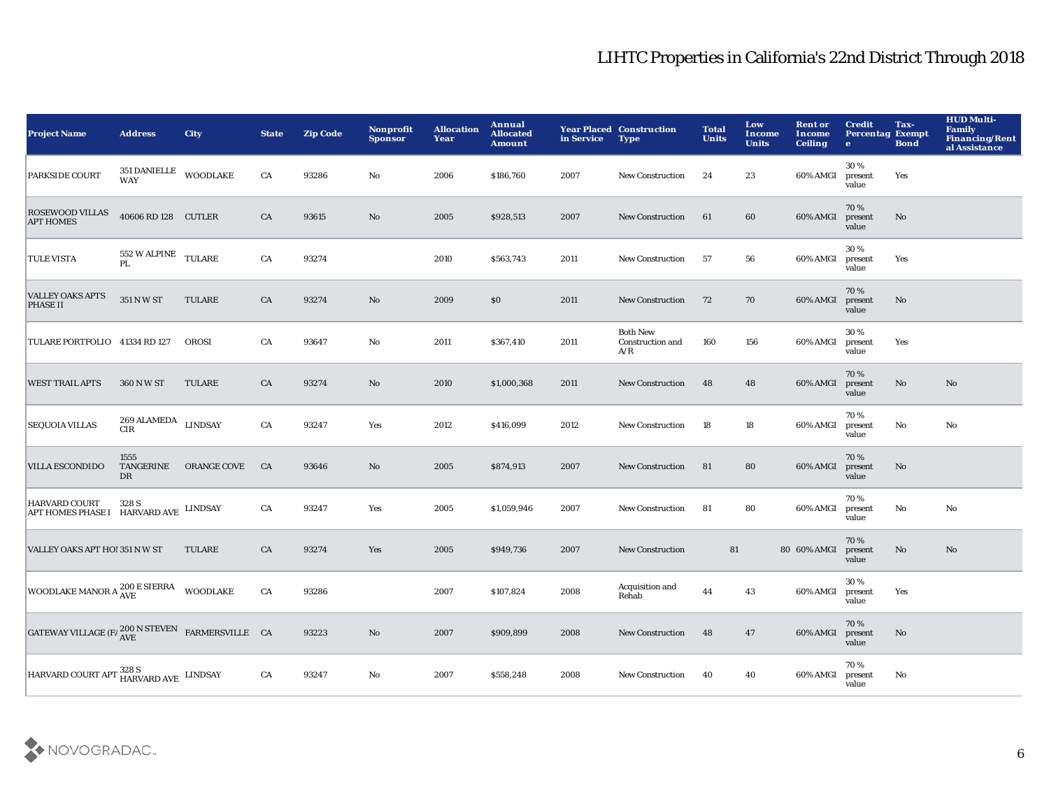# LIHTC Properties in California's 22nd District Through 2018

| Project Name | Address | City | State | Zip Code | Nonprofit Sponsor | Allocation Year | Annual Allocated Amount | Year Placed in Service | Construction Type | Total Units | Low Income Units | Rent or Income Ceiling | Credit Percentage | Tax-Exempt Bond | HUD Multi-Family Financing/Rental Assistance |
|---|---|---|---|---|---|---|---|---|---|---|---|---|---|---|---|
| PARKSIDE COURT | 351 DANIELLE WAY | WOODLAKE | CA | 93286 | No | 2006 | $186,760 | 2007 | New Construction | 24 | 23 | 60% AMGI | 30 % present value | Yes | |
| ROSEWOOD VILLAS APT HOMES | 40606 RD 128 | CUTLER | CA | 93615 | No | 2005 | $928,513 | 2007 | New Construction | 61 | 60 | 60% AMGI | 70 % present value | No | |
| TULE VISTA | 552 W ALPINE PL | TULARE | CA | 93274 | | 2010 | $563,743 | 2011 | New Construction | 57 | 56 | 60% AMGI | 30 % present value | Yes | |
| VALLEY OAKS APTS PHASE II | 351 N W ST | TULARE | CA | 93274 | No | 2009 | $0 | 2011 | New Construction | 72 | 70 | 60% AMGI | 70 % present value | No | |
| TULARE PORTFOLIO | 41334 RD 127 | OROSI | CA | 93647 | No | 2011 | $367,410 | 2011 | Both New Construction and A/R | 160 | 156 | 60% AMGI | 30 % present value | Yes | |
| WEST TRAIL APTS | 360 N W ST | TULARE | CA | 93274 | No | 2010 | $1,000,368 | 2011 | New Construction | 48 | 48 | 60% AMGI | 70 % present value | No | No |
| SEQUOIA VILLAS | 269 ALAMEDA CIR | LINDSAY | CA | 93247 | Yes | 2012 | $416,099 | 2012 | New Construction | 18 | 18 | 60% AMGI | 70 % present value | No | No |
| VILLA ESCONDIDO | 1555 TANGERINE DR | ORANGE COVE | CA | 93646 | No | 2005 | $874,913 | 2007 | New Construction | 81 | 80 | 60% AMGI | 70 % present value | No | |
| HARVARD COURT APT HOMES PHASE I | 328 S HARVARD AVE | LINDSAY | CA | 93247 | Yes | 2005 | $1,059,946 | 2007 | New Construction | 81 | 80 | 60% AMGI | 70 % present value | No | No |
| VALLEY OAKS APT HO! | 351 N W ST | TULARE | CA | 93274 | Yes | 2005 | $949,736 | 2007 | New Construction | 81 | 80 | 60% AMGI | 70 % present value | No | No |
| WOODLAKE MANOR A | 200 E SIERRA AVE | WOODLAKE | CA | 93286 | | 2007 | $107,824 | 2008 | Acquisition and Rehab | 44 | 43 | 60% AMGI | 30 % present value | Yes | |
| GATEWAY VILLAGE (F/ | 200 N STEVEN AVE | FARMERSVILLE | CA | 93223 | No | 2007 | $909,899 | 2008 | New Construction | 48 | 47 | 60% AMGI | 70 % present value | No | |
| HARVARD COURT APT | 328 S HARVARD AVE | LINDSAY | CA | 93247 | No | 2007 | $558,248 | 2008 | New Construction | 40 | 40 | 60% AMGI | 70 % present value | No | |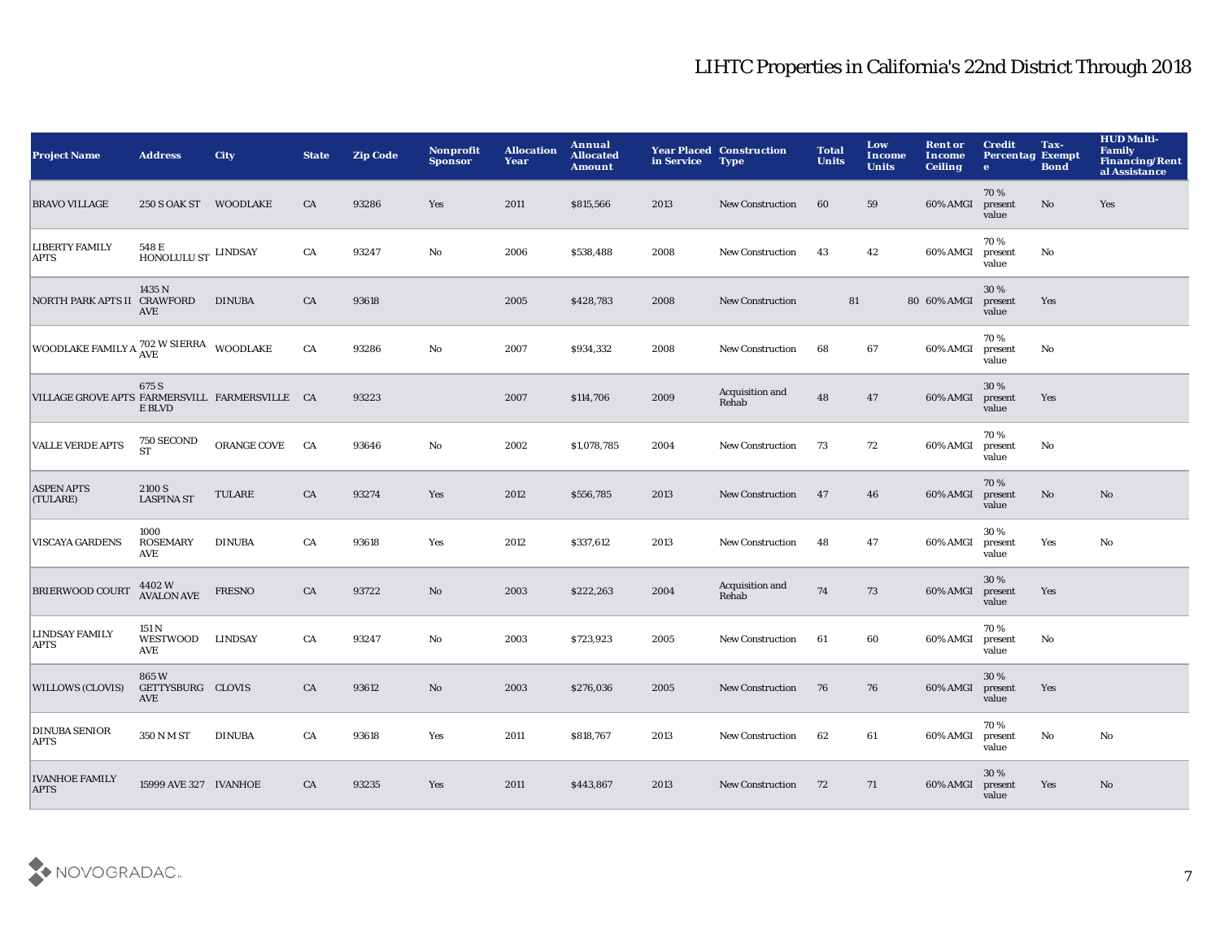# LIHTC Properties in California's 22nd District Through 2018

| Project Name | Address | City | State | Zip Code | Nonprofit Sponsor | Allocation Year | Annual Allocated Amount | Year Placed in Service | Construction Type | Total Units | Low Income Units | Rent or Income Ceiling | Credit Percentage | Tax-Exempt Bond | HUD Multi-Family Financing/Rental Assistance |
|---|---|---|---|---|---|---|---|---|---|---|---|---|---|---|---|
| BRAVO VILLAGE | 250 S OAK ST | WOODLAKE | CA | 93286 | Yes | 2011 | $815,566 | 2013 | New Construction | 60 | 59 | 60% AMGI | 70 % present value | No | Yes |
| LIBERTY FAMILY APTS | 548 E HONOLULU ST | LINDSAY | CA | 93247 | No | 2006 | $538,488 | 2008 | New Construction | 43 | 42 | 60% AMGI | 70 % present value | No | |
| NORTH PARK APTS II | 1435 N CRAWFORD AVE | DINUBA | CA | 93618 | | 2005 | $428,783 | 2008 | New Construction | 81 | 80 | 60% AMGI | 30 % present value | Yes | |
| WOODLAKE FAMILY A | 702 W SIERRA AVE | WOODLAKE | CA | 93286 | No | 2007 | $934,332 | 2008 | New Construction | 68 | 67 | 60% AMGI | 70 % present value | No | |
| VILLAGE GROVE APTS | 675 S FARMERSVILLE BLVD | FARMERSVILLE | CA | 93223 | | 2007 | $114,706 | 2009 | Acquisition and Rehab | 48 | 47 | 60% AMGI | 30 % present value | Yes | |
| VALLE VERDE APTS | 750 SECOND ST | ORANGE COVE | CA | 93646 | No | 2002 | $1,078,785 | 2004 | New Construction | 73 | 72 | 60% AMGI | 70 % present value | No | |
| ASPEN APTS (TULARE) | 2100 S LASPINA ST | TULARE | CA | 93274 | Yes | 2012 | $556,785 | 2013 | New Construction | 47 | 46 | 60% AMGI | 70 % present value | No | No |
| VISCAYA GARDENS | 1000 ROSEMARY AVE | DINUBA | CA | 93618 | Yes | 2012 | $337,612 | 2013 | New Construction | 48 | 47 | 60% AMGI | 30 % present value | Yes | No |
| BRIERWOOD COURT | 4402 W AVALON AVE | FRESNO | CA | 93722 | No | 2003 | $222,263 | 2004 | Acquisition and Rehab | 74 | 73 | 60% AMGI | 30 % present value | Yes | |
| LINDSAY FAMILY APTS | 151 N WESTWOOD AVE | LINDSAY | CA | 93247 | No | 2003 | $723,923 | 2005 | New Construction | 61 | 60 | 60% AMGI | 70 % present value | No | |
| WILLOWS (CLOVIS) | 865 W GETTYSBURG AVE | CLOVIS | CA | 93612 | No | 2003 | $276,036 | 2005 | New Construction | 76 | 76 | 60% AMGI | 30 % present value | Yes | |
| DINUBA SENIOR APTS | 350 N M ST | DINUBA | CA | 93618 | Yes | 2011 | $818,767 | 2013 | New Construction | 62 | 61 | 60% AMGI | 70 % present value | No | No |
| IVANHOE FAMILY APTS | 15999 AVE 327 | IVANHOE | CA | 93235 | Yes | 2011 | $443,867 | 2013 | New Construction | 72 | 71 | 60% AMGI | 30 % present value | Yes | No |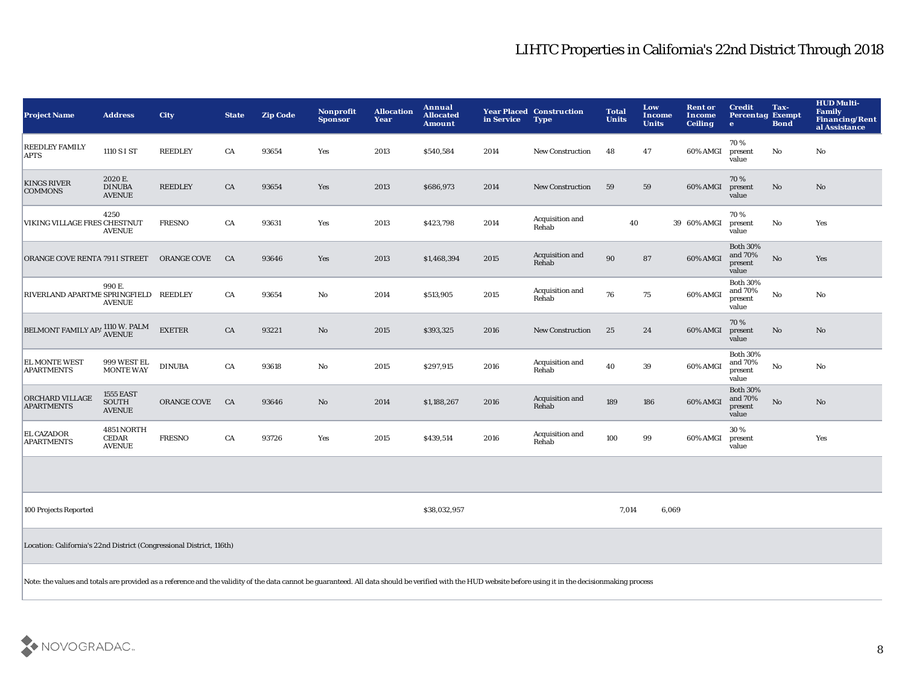# LIHTC Properties in California's 22nd District Through 2018

| Project Name | Address | City | State | Zip Code | Nonprofit Sponsor | Allocation Year | Annual Allocated Amount | Year Placed in Service | Construction Type | Total Units | Low Income Units | Rent or Income Ceiling | Credit Percentage | Tax-Exempt Bond | HUD Multi-Family Financing/Rental Assistance |
|---|---|---|---|---|---|---|---|---|---|---|---|---|---|---|---|
| REEDLEY FAMILY APTS | 1110 S I ST | REEDLEY | CA | 93654 | Yes | 2013 | $540,584 | 2014 | New Construction | 48 | 47 | 60% AMGI | 70 % present value | No | No |
| KINGS RIVER COMMONS | 2020 E. DINUBA AVENUE | REEDLEY | CA | 93654 | Yes | 2013 | $686,973 | 2014 | New Construction | 59 | 59 | 60% AMGI | 70 % present value | No | No |
| VIKING VILLAGE FRES | 4250 CHESTNUT AVENUE | FRESNO | CA | 93631 | Yes | 2013 | $423,798 | 2014 | Acquisition and Rehab | 40 | 39 | 60% AMGI | 70 % present value | No | Yes |
| ORANGE COVE RENTA | 791 I STREET | ORANGE COVE | CA | 93646 | Yes | 2013 | $1,468,394 | 2015 | Acquisition and Rehab | 90 | 87 | 60% AMGI | Both 30% and 70% present value | No | Yes |
| RIVERLAND APARTME | 990 E. SPRINGFIELD AVENUE | REEDLEY | CA | 93654 | No | 2014 | $513,905 | 2015 | Acquisition and Rehab | 76 | 75 | 60% AMGI | Both 30% and 70% present value | No | No |
| BELMONT FAMILY AP/ | 1110 W. PALM AVENUE | EXETER | CA | 93221 | No | 2015 | $393,325 | 2016 | New Construction | 25 | 24 | 60% AMGI | 70 % present value | No | No |
| EL MONTE WEST APARTMENTS | 999 WEST EL MONTE WAY | DINUBA | CA | 93618 | No | 2015 | $297,915 | 2016 | Acquisition and Rehab | 40 | 39 | 60% AMGI | Both 30% and 70% present value | No | No |
| ORCHARD VILLAGE APARTMENTS | 1555 EAST SOUTH AVENUE | ORANGE COVE | CA | 93646 | No | 2014 | $1,188,267 | 2016 | Acquisition and Rehab | 189 | 186 | 60% AMGI | Both 30% and 70% present value | No | No |
| EL CAZADOR APARTMENTS | 4851 NORTH CEDAR AVENUE | FRESNO | CA | 93726 | Yes | 2015 | $439,514 | 2016 | Acquisition and Rehab | 100 | 99 | 60% AMGI | 30 % present value | | Yes |
| | | | | | | | | | | | | | | | |
| 100 Projects Reported | | | | | | | $38,032,957 | | | 7,014 | 6,069 | | | | |

Location: California's 22nd District (Congressional District, 116th)

Note: the values and totals are provided as a reference and the validity of the data cannot be guaranteed. All data should be verified with the HUD website before using it in the decisionmaking process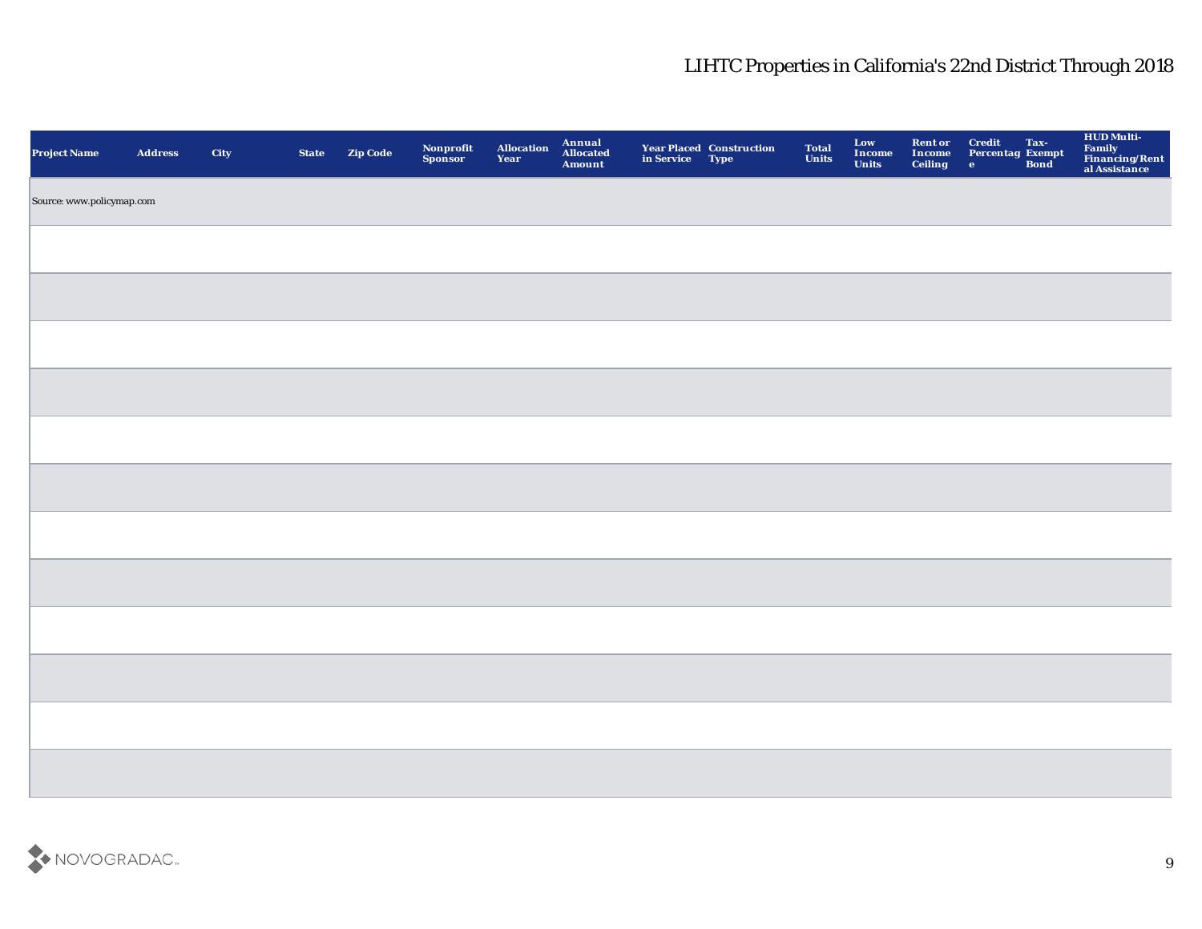# LIHTC Properties in California's 22nd District Through 2018

| Project Name | Address | City | State | Zip Code | Nonprofit Sponsor | Allocation Year | Annual Allocated Amount | Year Placed in Service | Construction Type | Total Units | Low Income Units | Rent or Income Ceiling | Credit Percentage | Tax-Exempt Bond | HUD Multi-Family Financing/Rental Assistance |
|---|---|---|---|---|---|---|---|---|---|---|---|---|---|---|---|
| Source: www.policymap.com | | | | | | | | | | | | | | | |